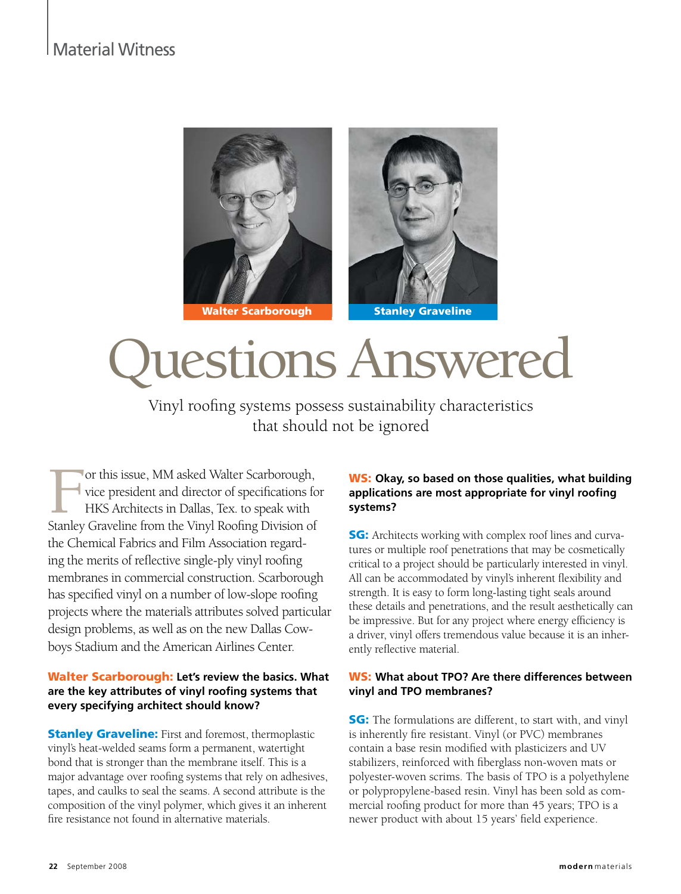Material Witness

Walter Scarborough

Stanley Graveline

# Questions Answered

Vinyl roofing systems possess sustainability characteristics that should not be ignored

For this issue, MM asked Walter Scarborough, vice president and director of specifications for HKS Architects in Dallas, Tex. to speak with Stanley Graveline from the Vinyl Roofing Division of the Chemical Fabrics and Film Association regarding the merits of reflective single-ply vinyl roofing membranes in commercial construction. Scarborough has specified vinyl on a number of low-slope roofing projects where the material's attributes solved particular design problems, as well as on the new Dallas Cowboys Stadium and the American Airlines Center.

**Walter Scarborough: Let's review the basics. What are the key attributes of vinyl roofing systems that every specifying architect should know?**

**Stanley Graveline:** First and foremost, thermoplastic vinyl's heat-welded seams form a permanent, watertight bond that is stronger than the membrane itself. This is a major advantage over roofing systems that rely on adhesives, tapes, and caulks to seal the seams. A second attribute is the composition of the vinyl polymer, which gives it an inherent fire resistance not found in alternative materials.

**WS: Okay, so based on those qualities, what building applications are most appropriate for vinyl roofing systems?**

**SG:** Architects working with complex roof lines and curvatures or multiple roof penetrations that may be cosmetically critical to a project should be particularly interested in vinyl. All can be accommodated by vinyl's inherent flexibility and strength. It is easy to form long-lasting tight seals around these details and penetrations, and the result aesthetically can be impressive. But for any project where energy efficiency is a driver, vinyl offers tremendous value because it is an inherently reflective material.

**WS: What about TPO? Are there differences between vinyl and TPO membranes?**

**SG:** The formulations are different, to start with, and vinyl is inherently fire resistant. Vinyl (or PVC) membranes contain a base resin modified with plasticizers and UV stabilizers, reinforced with fiberglass non-woven mats or polyester-woven scrims. The basis of TPO is a polyethylene or polypropylene-based resin. Vinyl has been sold as commercial roofing product for more than 45 years; TPO is a newer product with about 15 years' field experience.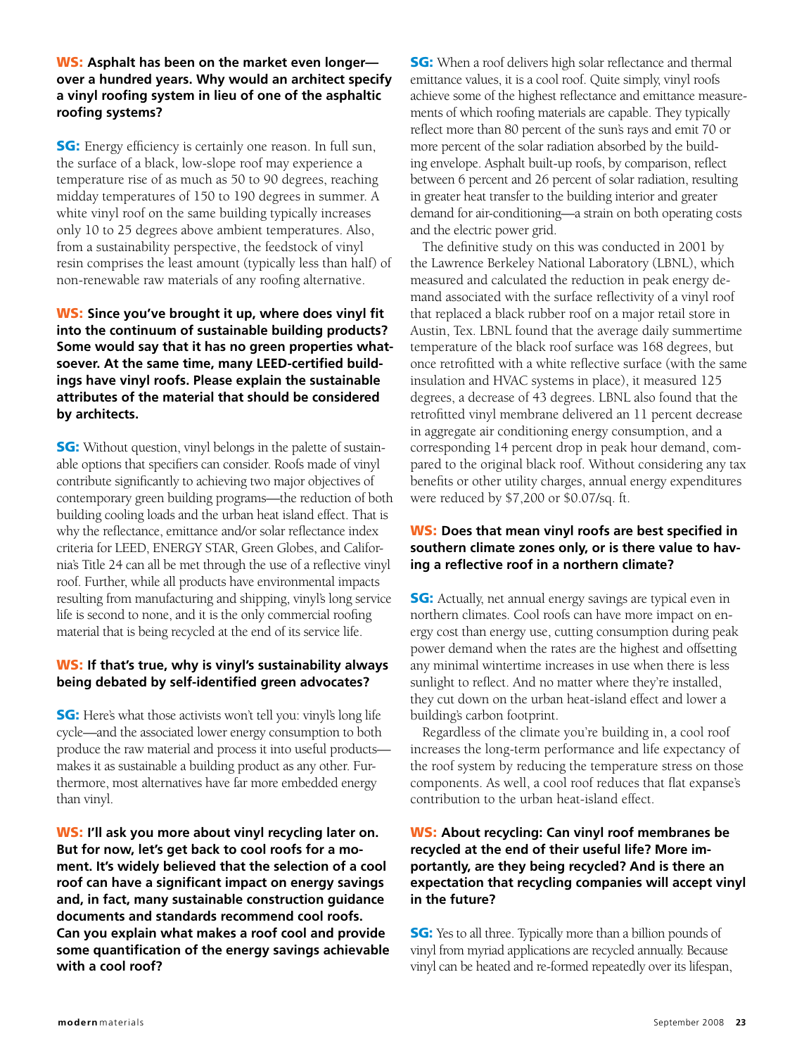**WS: Asphalt has been on the market even longer—over a hundred years. Why would an architect specify a vinyl roofing system in lieu of one of the asphaltic roofing systems?**

**SG:** Energy efficiency is certainly one reason. In full sun, the surface of a black, low-slope roof may experience a temperature rise of as much as 50 to 90 degrees, reaching midday temperatures of 150 to 190 degrees in summer. A white vinyl roof on the same building typically increases only 10 to 25 degrees above ambient temperatures. Also, from a sustainability perspective, the feedstock of vinyl resin comprises the least amount (typically less than half) of non-renewable raw materials of any roofing alternative.

**WS: Since you've brought it up, where does vinyl fit into the continuum of sustainable building products? Some would say that it has no green properties whatsoever. At the same time, many LEED-certified buildings have vinyl roofs. Please explain the sustainable attributes of the material that should be considered by architects.**

**SG:** Without question, vinyl belongs in the palette of sustainable options that specifiers can consider. Roofs made of vinyl contribute significantly to achieving two major objectives of contemporary green building programs—the reduction of both building cooling loads and the urban heat island effect. That is why the reflectance, emittance and/or solar reflectance index criteria for LEED, ENERGY STAR, Green Globes, and California's Title 24 can all be met through the use of a reflective vinyl roof. Further, while all products have environmental impacts resulting from manufacturing and shipping, vinyl's long service life is second to none, and it is the only commercial roofing material that is being recycled at the end of its service life.

**WS: If that's true, why is vinyl's sustainability always being debated by self-identified green advocates?**

**SG:** Here's what those activists won't tell you: vinyl's long life cycle—and the associated lower energy consumption to both produce the raw material and process it into useful products—makes it as sustainable a building product as any other. Furthermore, most alternatives have far more embedded energy than vinyl.

**WS: I'll ask you more about vinyl recycling later on. But for now, let's get back to cool roofs for a moment. It's widely believed that the selection of a cool roof can have a significant impact on energy savings and, in fact, many sustainable construction guidance documents and standards recommend cool roofs. Can you explain what makes a roof cool and provide some quantification of the energy savings achievable with a cool roof?**

**SG:** When a roof delivers high solar reflectance and thermal emittance values, it is a cool roof. Quite simply, vinyl roofs achieve some of the highest reflectance and emittance measurements of which roofing materials are capable. They typically reflect more than 80 percent of the sun's rays and emit 70 or more percent of the solar radiation absorbed by the building envelope. Asphalt built-up roofs, by comparison, reflect between 6 percent and 26 percent of solar radiation, resulting in greater heat transfer to the building interior and greater demand for air-conditioning—a strain on both operating costs and the electric power grid.

The definitive study on this was conducted in 2001 by the Lawrence Berkeley National Laboratory (LBNL), which measured and calculated the reduction in peak energy demand associated with the surface reflectivity of a vinyl roof that replaced a black rubber roof on a major retail store in Austin, Tex. LBNL found that the average daily summertime temperature of the black roof surface was 168 degrees, but once retrofitted with a white reflective surface (with the same insulation and HVAC systems in place), it measured 125 degrees, a decrease of 43 degrees. LBNL also found that the retrofitted vinyl membrane delivered an 11 percent decrease in aggregate air conditioning energy consumption, and a corresponding 14 percent drop in peak hour demand, compared to the original black roof. Without considering any tax benefits or other utility charges, annual energy expenditures were reduced by $7,200 or $0.07/sq. ft.

**WS: Does that mean vinyl roofs are best specified in southern climate zones only, or is there value to having a reflective roof in a northern climate?**

**SG:** Actually, net annual energy savings are typical even in northern climates. Cool roofs can have more impact on energy cost than energy use, cutting consumption during peak power demand when the rates are the highest and offsetting any minimal wintertime increases in use when there is less sunlight to reflect. And no matter where they're installed, they cut down on the urban heat-island effect and lower a building's carbon footprint.

Regardless of the climate you're building in, a cool roof increases the long-term performance and life expectancy of the roof system by reducing the temperature stress on those components. As well, a cool roof reduces that flat expanse's contribution to the urban heat-island effect.

**WS: About recycling: Can vinyl roof membranes be recycled at the end of their useful life? More importantly, are they being recycled? And is there an expectation that recycling companies will accept vinyl in the future?**

**SG:** Yes to all three. Typically more than a billion pounds of vinyl from myriad applications are recycled annually. Because vinyl can be heated and re-formed repeatedly over its lifespan,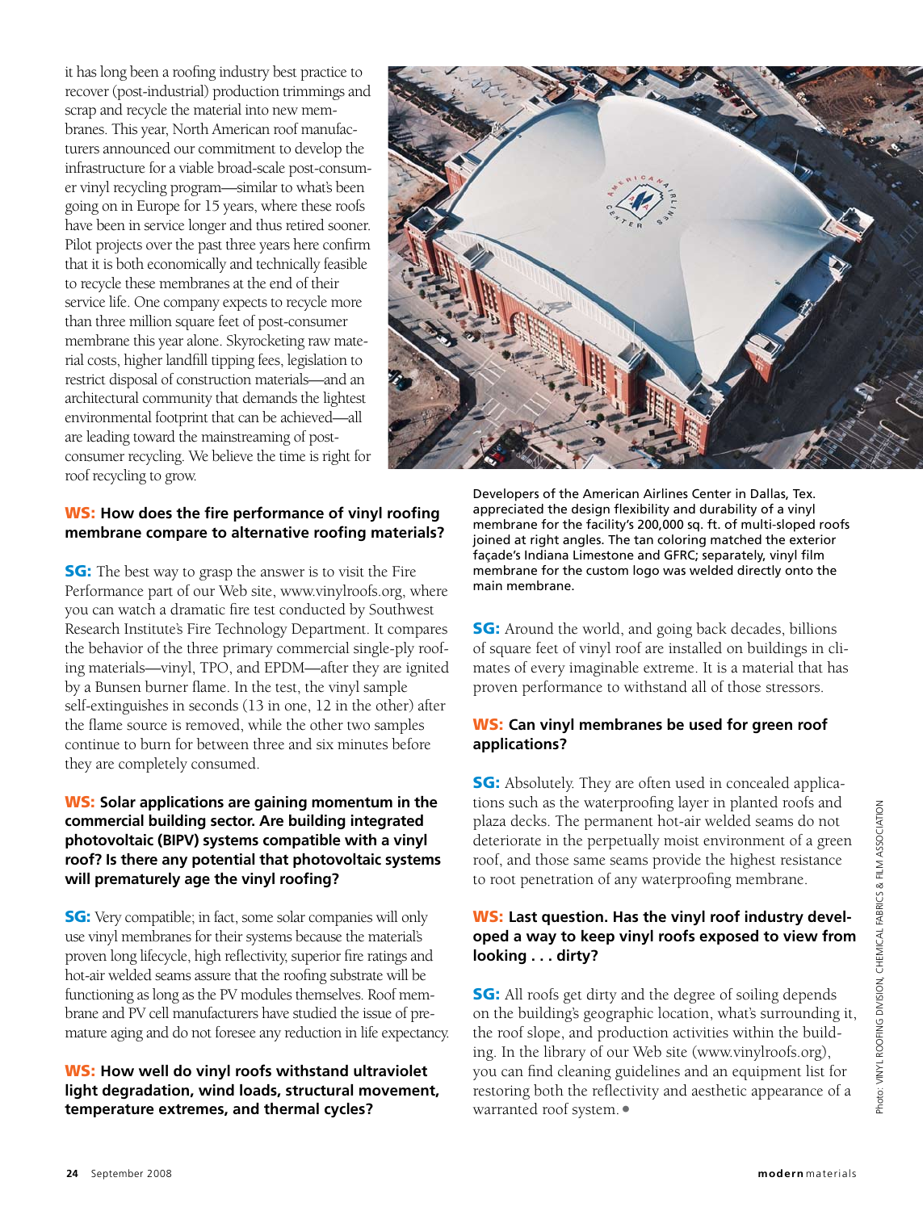it has long been a roofing industry best practice to recover (post-industrial) production trimmings and scrap and recycle the material into new membranes. This year, North American roof manufacturers announced our commitment to develop the infrastructure for a viable broad-scale post-consumer vinyl recycling program—similar to what's been going on in Europe for 15 years, where these roofs have been in service longer and thus retired sooner. Pilot projects over the past three years here confirm that it is both economically and technically feasible to recycle these membranes at the end of their service life. One company expects to recycle more than three million square feet of post-consumer membrane this year alone. Skyrocketing raw material costs, higher landfill tipping fees, legislation to restrict disposal of construction materials—and an architectural community that demands the lightest environmental footprint that can be achieved—all are leading toward the mainstreaming of post-consumer recycling. We believe the time is right for roof recycling to grow.

**WS: How does the fire performance of vinyl roofing membrane compare to alternative roofing materials?**

**SG:** The best way to grasp the answer is to visit the Fire Performance part of our Web site, www.vinylroofs.org, where you can watch a dramatic fire test conducted by Southwest Research Institute's Fire Technology Department. It compares the behavior of the three primary commercial single-ply roofing materials—vinyl, TPO, and EPDM—after they are ignited by a Bunsen burner flame. In the test, the vinyl sample self-extinguishes in seconds (13 in one, 12 in the other) after the flame source is removed, while the other two samples continue to burn for between three and six minutes before they are completely consumed.

**WS: Solar applications are gaining momentum in the commercial building sector. Are building integrated photovoltaic (BIPV) systems compatible with a vinyl roof? Is there any potential that photovoltaic systems will prematurely age the vinyl roofing?**

**SG:** Very compatible; in fact, some solar companies will only use vinyl membranes for their systems because the material's proven long lifecycle, high reflectivity, superior fire ratings and hot-air welded seams assure that the roofing substrate will be functioning as long as the PV modules themselves. Roof membrane and PV cell manufacturers have studied the issue of premature aging and do not foresee any reduction in life expectancy.

**WS: How well do vinyl roofs withstand ultraviolet light degradation, wind loads, structural movement, temperature extremes, and thermal cycles?**

Developers of the American Airlines Center in Dallas, Tex. appreciated the design flexibility and durability of a vinyl membrane for the facility's 200,000 sq. ft. of multi-sloped roofs joined at right angles. The tan coloring matched the exterior façade's Indiana Limestone and GFRC; separately, vinyl film membrane for the custom logo was welded directly onto the main membrane.

Photo: VINYL ROOFING DIVISION, CHEMICAL FABRICS & FILM ASSOCIATION

**SG:** Around the world, and going back decades, billions of square feet of vinyl roof are installed on buildings in climates of every imaginable extreme. It is a material that has proven performance to withstand all of those stressors.

**WS: Can vinyl membranes be used for green roof applications?**

**SG:** Absolutely. They are often used in concealed applications such as the waterproofing layer in planted roofs and plaza decks. The permanent hot-air welded seams do not deteriorate in the perpetually moist environment of a green roof, and those same seams provide the highest resistance to root penetration of any waterproofing membrane.

**WS: Last question. Has the vinyl roof industry developed a way to keep vinyl roofs exposed to view from looking . . . dirty?**

**SG:** All roofs get dirty and the degree of soiling depends on the building's geographic location, what's surrounding it, the roof slope, and production activities within the building. In the library of our Web site (www.vinylroofs.org), you can find cleaning guidelines and an equipment list for restoring both the reflectivity and aesthetic appearance of a warranted roof system. •